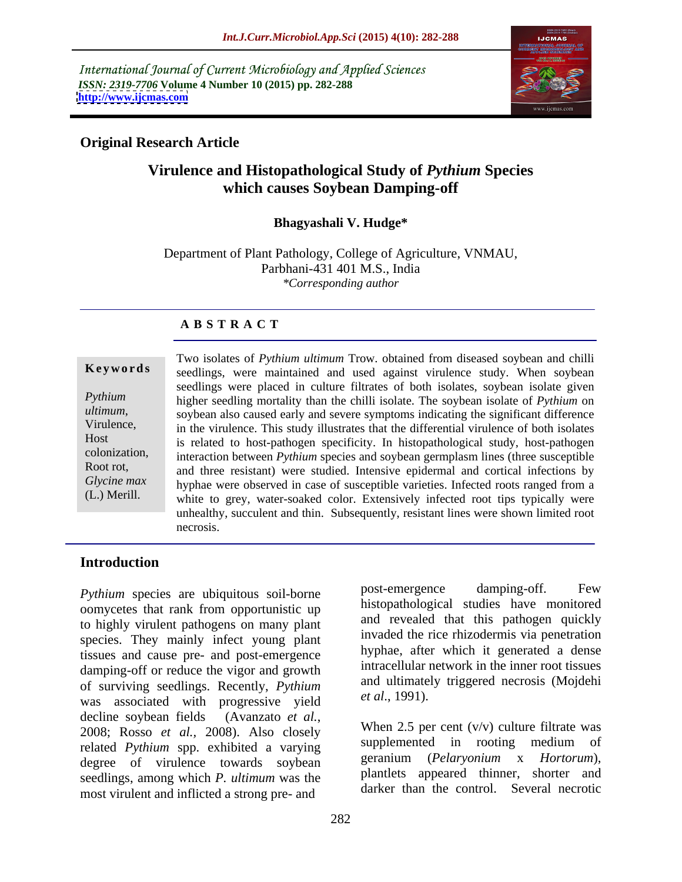International Journal of Current Microbiology and Applied Sciences
*ISSN: 2319-7706* **Volume 4 Number 10 (2015) pp. 282-288**
**http://www.ijcmas.com**

**Original Research Article**

# Virulence and Histopathological Study of *Pythium* Species which causes Soybean Damping-off

**Bhagyashali V. Hudge***

Department of Plant Pathology, College of Agriculture, VNMAU, Parbhani-431 401 M.S., India
*\*Corresponding author*

## A B S T R A C T

**Keywords**

*Pythium ultimum*, Virulence, Host colonization, Root rot, *Glycine max* (L.) Merill.

Two isolates of *Pythium ultimum* Trow. obtained from diseased soybean and chilli seedlings, were maintained and used against virulence study. When soybean seedlings were placed in culture filtrates of both isolates, soybean isolate given higher seedling mortality than the chilli isolate. The soybean isolate of *Pythium* on soybean also caused early and severe symptoms indicating the significant difference in the virulence. This study illustrates that the differential virulence of both isolates is related to host-pathogen specificity. In histopathological study, host-pathogen interaction between *Pythium* species and soybean germplasm lines (three susceptible and three resistant) were studied. Intensive epidermal and cortical infections by hyphae were observed in case of susceptible varieties. Infected roots ranged from a white to grey, water-soaked color. Extensively infected root tips typically were unhealthy, succulent and thin. Subsequently, resistant lines were shown limited root necrosis.

## Introduction

*Pythium* species are ubiquitous soil-borne oomycetes that rank from opportunistic up to highly virulent pathogens on many plant species. They mainly infect young plant tissues and cause pre- and post-emergence damping-off or reduce the vigor and growth of surviving seedlings. Recently, *Pythium* was associated with progressive yield decline soybean fields (Avanzato *et al.*, 2008; Rosso *et al.*, 2008). Also closely related *Pythium* spp. exhibited a varying degree of virulence towards soybean seedlings, among which *P. ultimum* was the most virulent and inflicted a strong pre- and post-emergence damping-off. Few histopathological studies have monitored and revealed that this pathogen quickly invaded the rice rhizodermis via penetration hyphae, after which it generated a dense intracellular network in the inner root tissues and ultimately triggered necrosis (Mojdehi *et al*., 1991).

When 2.5 per cent (v/v) culture filtrate was supplemented in rooting medium of geranium (*Pelaryonium* x *Hortorum*), plantlets appeared thinner, shorter and darker than the control. Several necrotic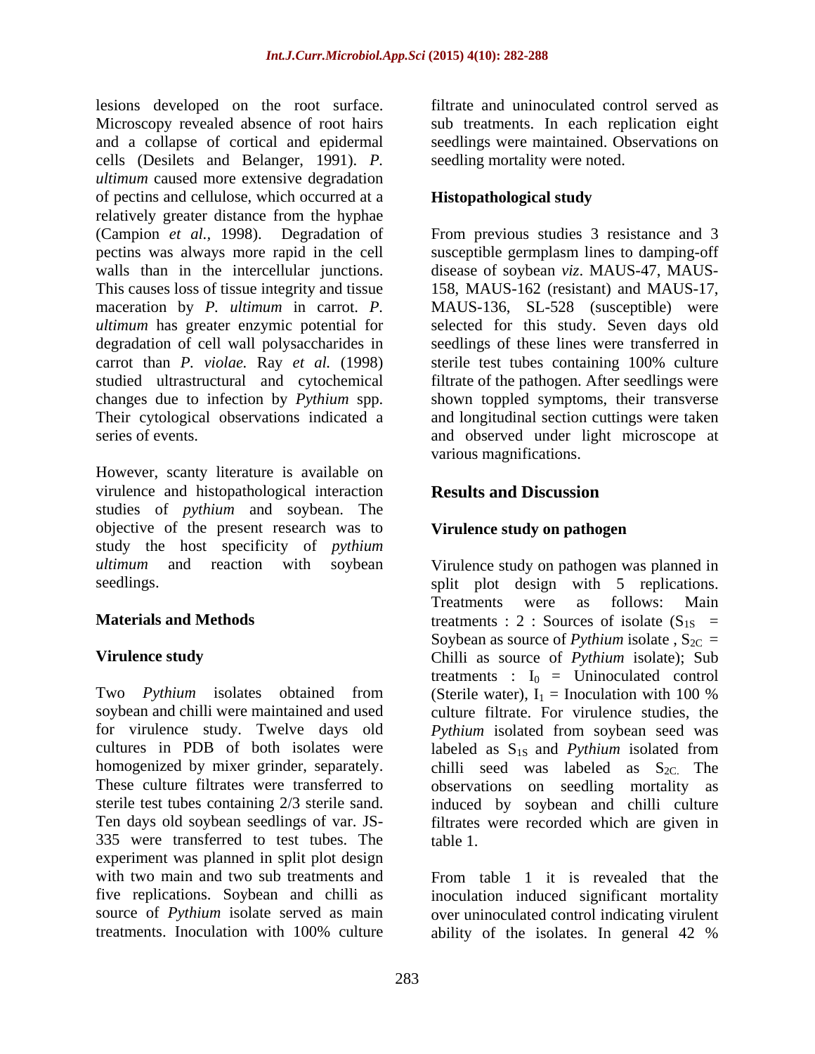lesions developed on the root surface. Microscopy revealed absence of root hairs and a collapse of cortical and epidermal cells (Desilets and Belanger, 1991). *P. ultimum* caused more extensive degradation of pectins and cellulose, which occurred at a relatively greater distance from the hyphae (Campion *et al.,* 1998). Degradation of pectins was always more rapid in the cell walls than in the intercellular junctions. This causes loss of tissue integrity and tissue maceration by *P. ultimum* in carrot. *P. ultimum* has greater enzymic potential for degradation of cell wall polysaccharides in carrot than *P. violae.* Ray *et al.* (1998) studied ultrastructural and cytochemical changes due to infection by *Pythium* spp. Their cytological observations indicated a series of events.

However, scanty literature is available on virulence and histopathological interaction studies of *pythium* and soybean. The objective of the present research was to study the host specificity of *pythium ultimum* and reaction with soybean seedlings.

## Materials and Methods

### Virulence study

Two *Pythium* isolates obtained from soybean and chilli were maintained and used for virulence study. Twelve days old cultures in PDB of both isolates were homogenized by mixer grinder, separately. These culture filtrates were transferred to sterile test tubes containing 2/3 sterile sand. Ten days old soybean seedlings of var. JS-335 were transferred to test tubes. The experiment was planned in split plot design with two main and two sub treatments and five replications. Soybean and chilli as source of *Pythium* isolate served as main treatments. Inoculation with 100% culture filtrate and uninoculated control served as sub treatments. In each replication eight seedlings were maintained. Observations on seedling mortality were noted.

### Histopathological study

From previous studies 3 resistance and 3 susceptible germplasm lines to damping-off disease of soybean *viz*. MAUS-47, MAUS-158, MAUS-162 (resistant) and MAUS-17, MAUS-136, SL-528 (susceptible) were selected for this study. Seven days old seedlings of these lines were transferred in sterile test tubes containing 100% culture filtrate of the pathogen. After seedlings were shown toppled symptoms, their transverse and longitudinal section cuttings were taken and observed under light microscope at various magnifications.

## Results and Discussion

### Virulence study on pathogen

Virulence study on pathogen was planned in split plot design with 5 replications. Treatments were as follows: Main treatments : 2 : Sources of isolate ($S_{1S}$ = Soybean as source of *Pythium* isolate , $S_{2C}$ = Chilli as source of *Pythium* isolate); Sub treatments : $I_0$ = Uninoculated control (Sterile water), $I_1$ = Inoculation with 100 % culture filtrate. For virulence studies, the *Pythium* isolated from soybean seed was labeled as $S_{1S}$ and *Pythium* isolated from chilli seed was labeled as $S_{2C.}$ The observations on seedling mortality as induced by soybean and chilli culture filtrates were recorded which are given in table 1.

From table 1 it is revealed that the inoculation induced significant mortality over uninoculated control indicating virulent ability of the isolates. In general 42 %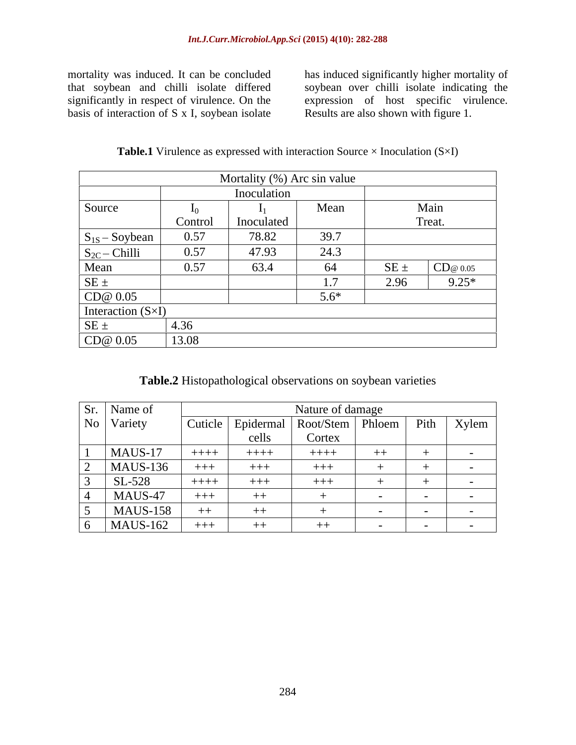mortality was induced. It can be concluded that soybean and chilli isolate differed significantly in respect of virulence. On the basis of interaction of S x I, soybean isolate has induced significantly higher mortality of soybean over chilli isolate indicating the expression of host specific virulence. Results are also shown with figure 1.

**Table.1** Virulence as expressed with interaction Source × Inoculation (S×I)

| Mortality (%) Arc sin value | | | | | |
|---|---|---|---|---|---|
| | Inoculation | | | | |
| Source | $I_0$ Control | $I_1$ Inoculated | Mean | Main Treat. | |
| $S_{1S}$ – Soybean | 0.57 | 78.82 | 39.7 | | |
| $S_{2C}$ – Chilli | 0.57 | 47.93 | 24.3 | | |
| Mean | 0.57 | 63.4 | 64 | SE ± | CD@ 0.05 |
| SE ± | | | 1.7 | 2.96 | 9.25* |
| CD@ 0.05 | | | 5.6* | | |
| Interaction (S×I) | | | | | |
| SE ± | 4.36 | | | | |
| CD@ 0.05 | 13.08 | | | | |

**Table.2** Histopathological observations on soybean varieties

| Sr. No | Name of Variety | Nature of damage | | | | | |
|---|---|---|---|---|---|---|---|
| | | Cuticle | Epidermal cells | Root/Stem Cortex | Phloem | Pith | Xylem |
| 1 | MAUS-17 | ++++ | ++++ | ++++ | ++ | + | - |
| 2 | MAUS-136 | +++ | +++ | +++ | + | + | - |
| 3 | SL-528 | ++++ | +++ | +++ | + | + | - |
| 4 | MAUS-47 | +++ | ++ | + | - | - | - |
| 5 | MAUS-158 | ++ | ++ | + | - | - | - |
| 6 | MAUS-162 | +++ | ++ | ++ | - | - | - |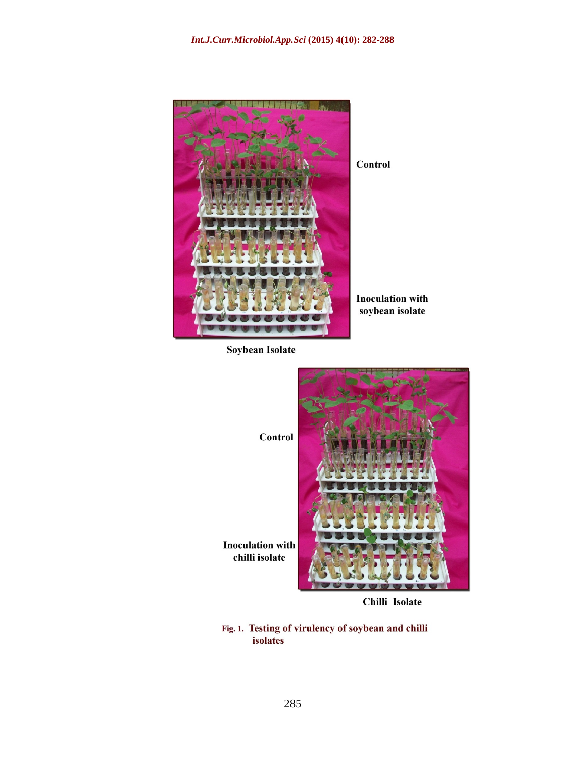Control

Inoculation with soybean isolate

Soybean Isolate

Control

Inoculation with chilli isolate

Chilli Isolate

**Fig. 1.** **Testing of virulency of soybean and chilli isolates**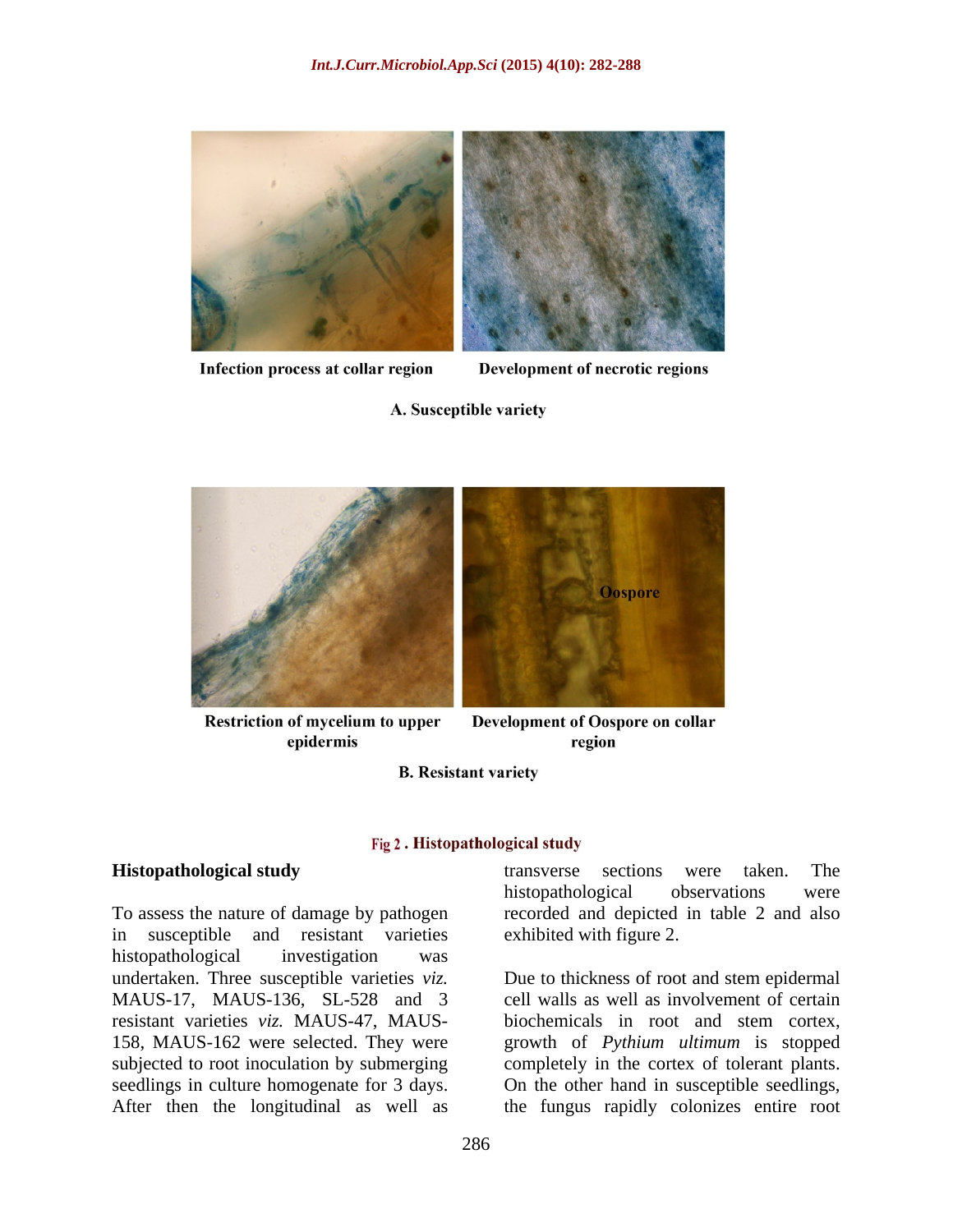Infection process at collar region

Development of necrotic regions

A. Susceptible variety

Oospore

Restriction of mycelium to upper epidermis

Development of Oospore on collar region

B. Resistant variety

**Fig 2 . Histopathological study**

## Histopathological study

To assess the nature of damage by pathogen in susceptible and resistant varieties histopathological investigation was undertaken. Three susceptible varieties *viz.* MAUS-17, MAUS-136, SL-528 and 3 resistant varieties *viz.* MAUS-47, MAUS-158, MAUS-162 were selected. They were subjected to root inoculation by submerging seedlings in culture homogenate for 3 days. After then the longitudinal as well as transverse sections were taken. The histopathological observations were recorded and depicted in table 2 and also exhibited with figure 2.

Due to thickness of root and stem epidermal cell walls as well as involvement of certain biochemicals in root and stem cortex, growth of *Pythium ultimum* is stopped completely in the cortex of tolerant plants. On the other hand in susceptible seedlings, the fungus rapidly colonizes entire root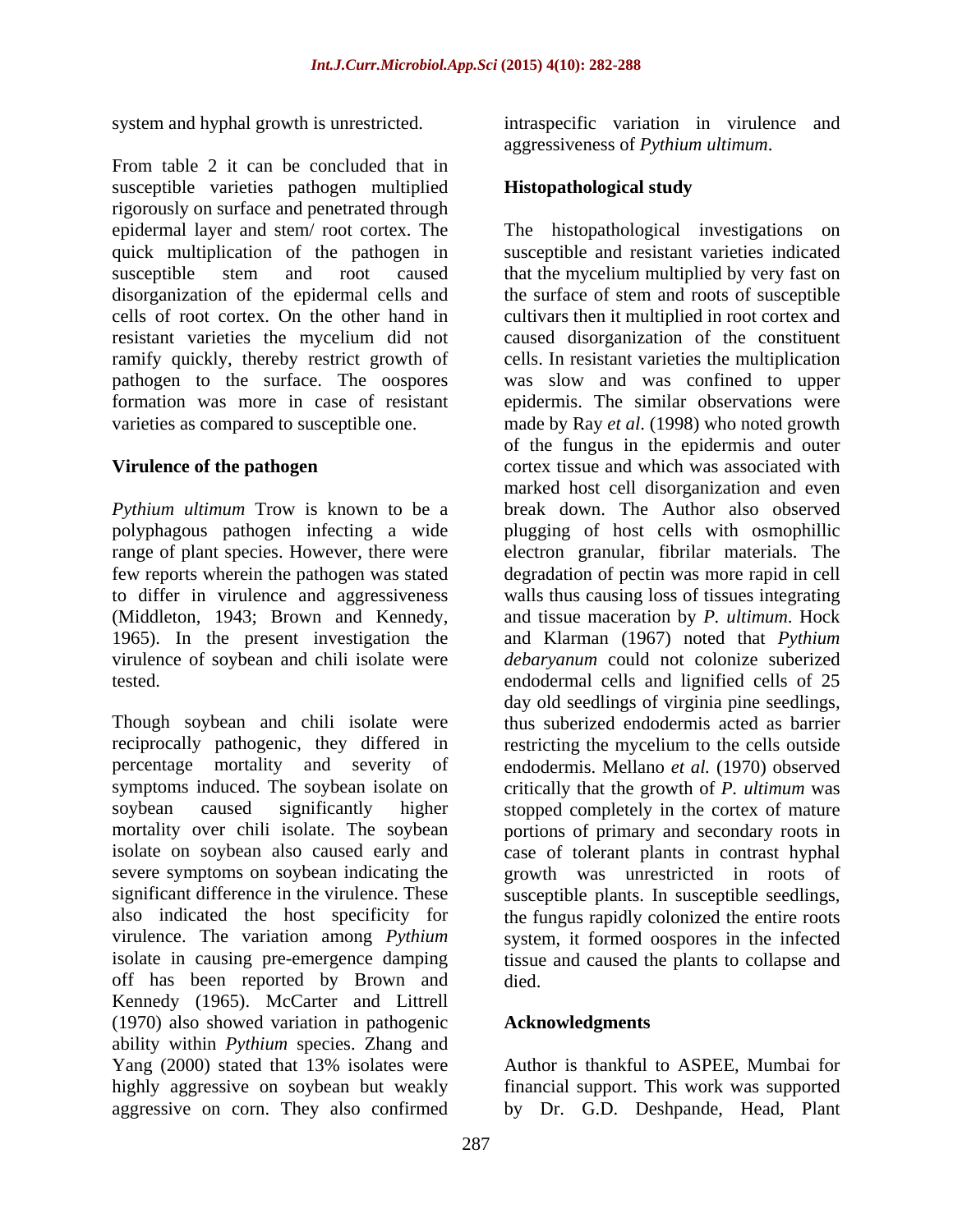system and hyphal growth is unrestricted.

From table 2 it can be concluded that in susceptible varieties pathogen multiplied rigorously on surface and penetrated through epidermal layer and stem/ root cortex. The quick multiplication of the pathogen in susceptible stem and root caused disorganization of the epidermal cells and cells of root cortex. On the other hand in resistant varieties the mycelium did not ramify quickly, thereby restrict growth of pathogen to the surface. The oospores formation was more in case of resistant varieties as compared to susceptible one.

### Virulence of the pathogen

*Pythium ultimum* Trow is known to be a polyphagous pathogen infecting a wide range of plant species. However, there were few reports wherein the pathogen was stated to differ in virulence and aggressiveness (Middleton, 1943; Brown and Kennedy, 1965). In the present investigation the virulence of soybean and chili isolate were tested.

Though soybean and chili isolate were reciprocally pathogenic, they differed in percentage mortality and severity of symptoms induced. The soybean isolate on soybean caused significantly higher mortality over chili isolate. The soybean isolate on soybean also caused early and severe symptoms on soybean indicating the significant difference in the virulence. These also indicated the host specificity for virulence. The variation among *Pythium* isolate in causing pre-emergence damping off has been reported by Brown and Kennedy (1965). McCarter and Littrell (1970) also showed variation in pathogenic ability within *Pythium* species. Zhang and Yang (2000) stated that 13% isolates were highly aggressive on soybean but weakly aggressive on corn. They also confirmed intraspecific variation in virulence and aggressiveness of *Pythium ultimum*.

### Histopathological study

The histopathological investigations on susceptible and resistant varieties indicated that the mycelium multiplied by very fast on the surface of stem and roots of susceptible cultivars then it multiplied in root cortex and caused disorganization of the constituent cells. In resistant varieties the multiplication was slow and was confined to upper epidermis. The similar observations were made by Ray *et al*. (1998) who noted growth of the fungus in the epidermis and outer cortex tissue and which was associated with marked host cell disorganization and even break down. The Author also observed plugging of host cells with osmophillic electron granular, fibrilar materials. The degradation of pectin was more rapid in cell walls thus causing loss of tissues integrating and tissue maceration by *P. ultimum*. Hock and Klarman (1967) noted that *Pythium debaryanum* could not colonize suberized endodermal cells and lignified cells of 25 day old seedlings of virginia pine seedlings, thus suberized endodermis acted as barrier restricting the mycelium to the cells outside endodermis. Mellano *et al.* (1970) observed critically that the growth of *P. ultimum* was stopped completely in the cortex of mature portions of primary and secondary roots in case of tolerant plants in contrast hyphal growth was unrestricted in roots of susceptible plants. In susceptible seedlings, the fungus rapidly colonized the entire roots system, it formed oospores in the infected tissue and caused the plants to collapse and died.

### Acknowledgments

Author is thankful to ASPEE, Mumbai for financial support. This work was supported by Dr. G.D. Deshpande, Head, Plant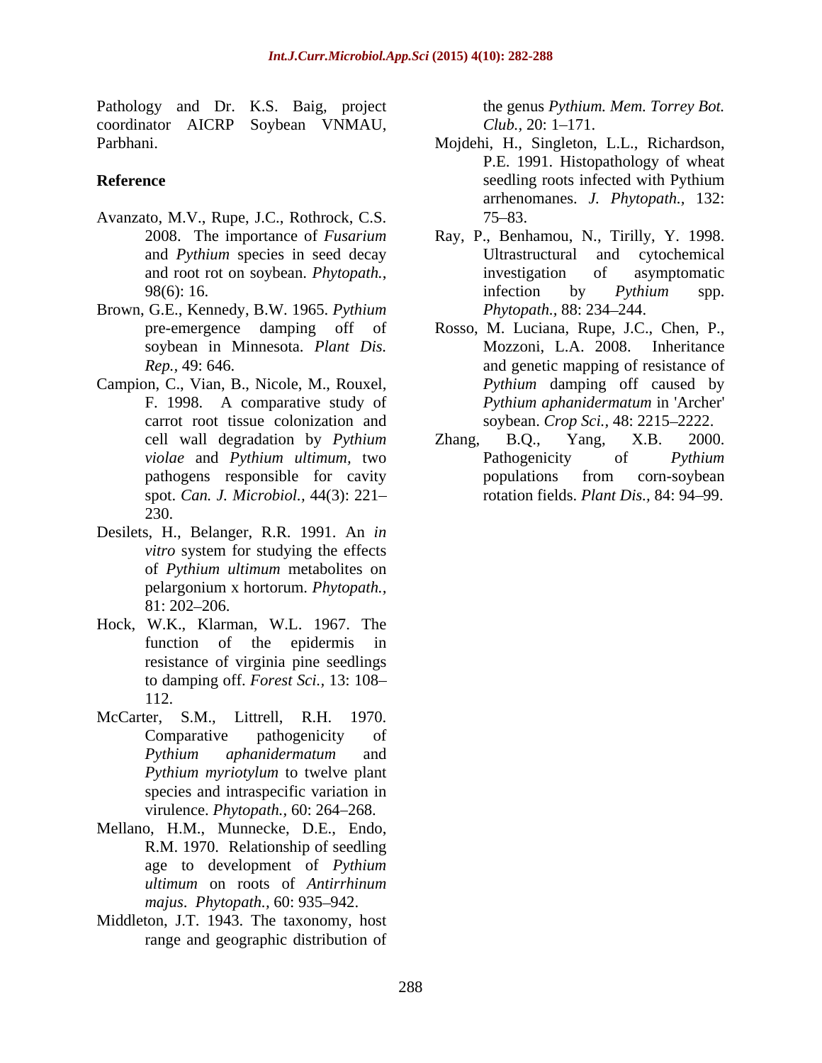Pathology and Dr. K.S. Baig, project coordinator AICRP Soybean VNMAU, Parbhani.

## Reference

- Avanzato, M.V., Rupe, J.C., Rothrock, C.S. 2008. The importance of *Fusarium* and *Pythium* species in seed decay and root rot on soybean. *Phytopath.*, 98(6): 16.
- Brown, G.E., Kennedy, B.W. 1965. *Pythium* pre-emergence damping off of soybean in Minnesota. *Plant Dis. Rep.,* 49: 646.
- Campion, C., Vian, B., Nicole, M., Rouxel, F. 1998. A comparative study of carrot root tissue colonization and cell wall degradation by *Pythium violae* and *Pythium ultimum,* two pathogens responsible for cavity spot. *Can. J. Microbiol.,* 44(3): 221–230.
- Desilets, H., Belanger, R.R. 1991. An *in vitro* system for studying the effects of *Pythium ultimum* metabolites on pelargonium x hortorum. *Phytopath.,* 81: 202–206.
- Hock, W.K., Klarman, W.L. 1967. The function of the epidermis in resistance of virginia pine seedlings to damping off. *Forest Sci.,* 13: 108–112.
- McCarter, S.M., Littrell, R.H. 1970. Comparative pathogenicity of *Pythium aphanidermatum* and *Pythium myriotylum* to twelve plant species and intraspecific variation in virulence. *Phytopath.*, 60: 264–268.
- Mellano, H.M., Munnecke, D.E., Endo, R.M. 1970. Relationship of seedling age to development of *Pythium ultimum* on roots of *Antirrhinum majus*. *Phytopath.,* 60: 935–942.
- Middleton, J.T. 1943. The taxonomy, host range and geographic distribution of the genus *Pythium. Mem. Torrey Bot. Club.,* 20: 1–171.
- Mojdehi, H., Singleton, L.L., Richardson, P.E. 1991. Histopathology of wheat seedling roots infected with Pythium arrhenomanes. *J. Phytopath.,* 132: 75–83.
- Ray, P., Benhamou, N., Tirilly, Y. 1998. Ultrastructural and cytochemical investigation of asymptomatic infection by *Pythium* spp. *Phytopath.,* 88: 234–244.
- Rosso, M. Luciana, Rupe, J.C., Chen, P., Mozzoni, L.A. 2008. Inheritance and genetic mapping of resistance of *Pythium* damping off caused by *Pythium aphanidermatum* in 'Archer' soybean. *Crop Sci.,* 48: 2215–2222.
- Zhang, B.Q., Yang, X.B. 2000. Pathogenicity of *Pythium* populations from corn-soybean rotation fields. *Plant Dis.,* 84: 94–99.